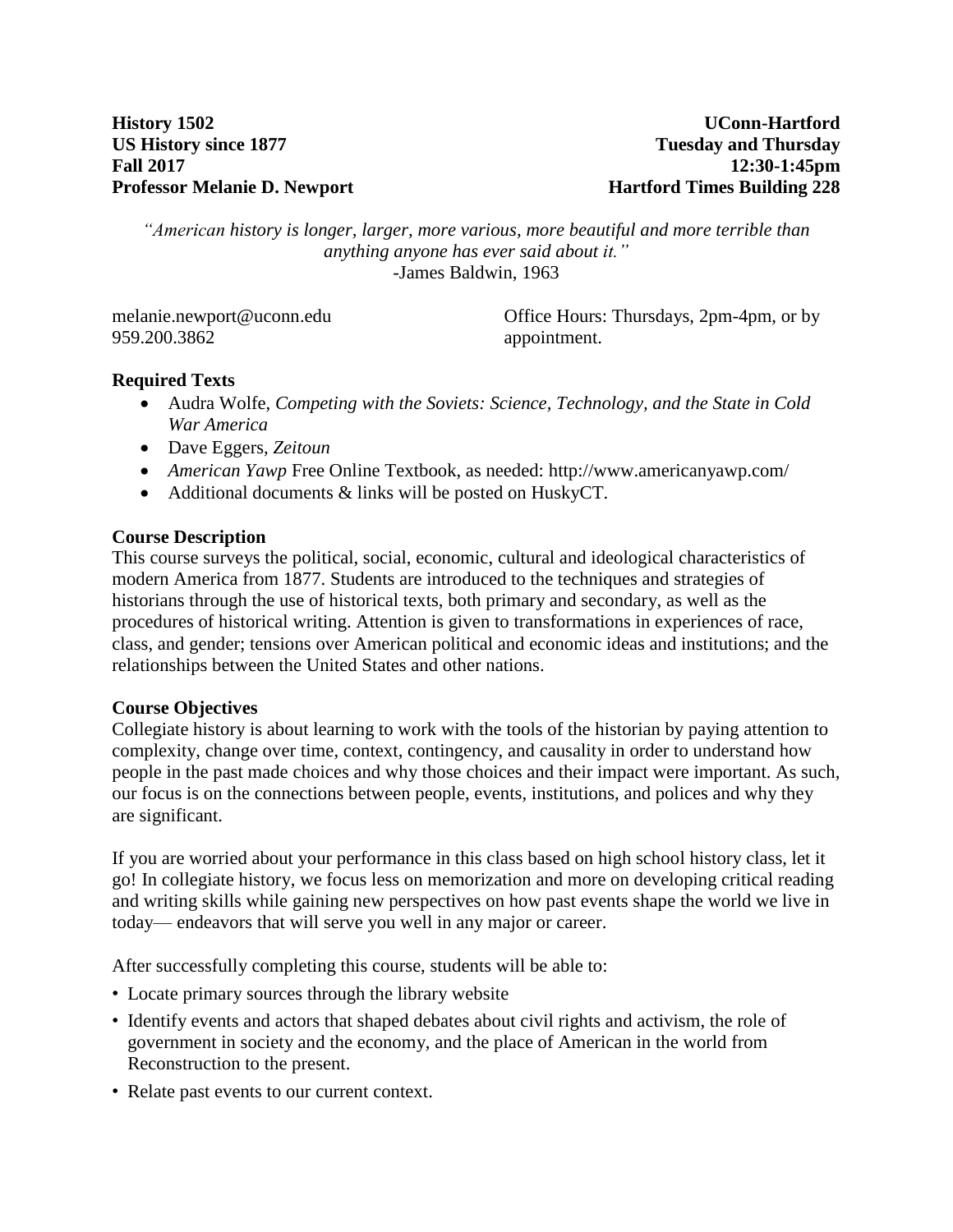**History 1502**
**US History since 1877**
**Fall 2017**
**Professor Melanie D. Newport**

**UConn-Hartford**
**Tuesday and Thursday**
**12:30-1:45pm**
**Hartford Times Building 228**

*"American history is longer, larger, more various, more beautiful and more terrible than anything anyone has ever said about it."*
-James Baldwin, 1963

melanie.newport@uconn.edu
959.200.3862

Office Hours: Thursdays, 2pm-4pm, or by appointment.

**Required Texts**

- Audra Wolfe, *Competing with the Soviets: Science, Technology, and the State in Cold War America*
- Dave Eggers, *Zeitoun*
- *American Yawp* Free Online Textbook, as needed: http://www.americanyawp.com/
- Additional documents & links will be posted on HuskyCT.

**Course Description**

This course surveys the political, social, economic, cultural and ideological characteristics of modern America from 1877. Students are introduced to the techniques and strategies of historians through the use of historical texts, both primary and secondary, as well as the procedures of historical writing. Attention is given to transformations in experiences of race, class, and gender; tensions over American political and economic ideas and institutions; and the relationships between the United States and other nations.

**Course Objectives**

Collegiate history is about learning to work with the tools of the historian by paying attention to complexity, change over time, context, contingency, and causality in order to understand how people in the past made choices and why those choices and their impact were important. As such, our focus is on the connections between people, events, institutions, and polices and why they are significant.

If you are worried about your performance in this class based on high school history class, let it go! In collegiate history, we focus less on memorization and more on developing critical reading and writing skills while gaining new perspectives on how past events shape the world we live in today— endeavors that will serve you well in any major or career.

After successfully completing this course, students will be able to:

- Locate primary sources through the library website
- Identify events and actors that shaped debates about civil rights and activism, the role of government in society and the economy, and the place of American in the world from Reconstruction to the present.
- Relate past events to our current context.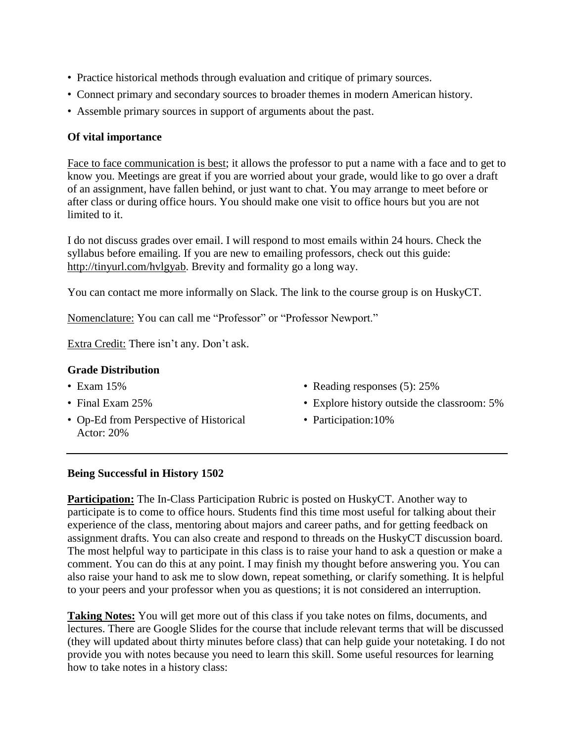- Practice historical methods through evaluation and critique of primary sources.
- Connect primary and secondary sources to broader themes in modern American history.
- Assemble primary sources in support of arguments about the past.

### Of vital importance

Face to face communication is best; it allows the professor to put a name with a face and to get to know you. Meetings are great if you are worried about your grade, would like to go over a draft of an assignment, have fallen behind, or just want to chat. You may arrange to meet before or after class or during office hours. You should make one visit to office hours but you are not limited to it.

I do not discuss grades over email. I will respond to most emails within 24 hours. Check the syllabus before emailing. If you are new to emailing professors, check out this guide: http://tinyurl.com/hvlgyab. Brevity and formality go a long way.

You can contact me more informally on Slack. The link to the course group is on HuskyCT.

Nomenclature: You can call me "Professor" or "Professor Newport."

Extra Credit: There isn't any. Don't ask.

### Grade Distribution

- Exam 15%
- Final Exam 25%
- Op-Ed from Perspective of Historical Actor: 20%
- Reading responses (5): 25%
- Explore history outside the classroom: 5%
- Participation:10%

---

### Being Successful in History 1502

**Participation:** The In-Class Participation Rubric is posted on HuskyCT. Another way to participate is to come to office hours. Students find this time most useful for talking about their experience of the class, mentoring about majors and career paths, and for getting feedback on assignment drafts. You can also create and respond to threads on the HuskyCT discussion board. The most helpful way to participate in this class is to raise your hand to ask a question or make a comment. You can do this at any point. I may finish my thought before answering you. You can also raise your hand to ask me to slow down, repeat something, or clarify something. It is helpful to your peers and your professor when you as questions; it is not considered an interruption.

**Taking Notes:** You will get more out of this class if you take notes on films, documents, and lectures. There are Google Slides for the course that include relevant terms that will be discussed (they will updated about thirty minutes before class) that can help guide your notetaking. I do not provide you with notes because you need to learn this skill. Some useful resources for learning how to take notes in a history class: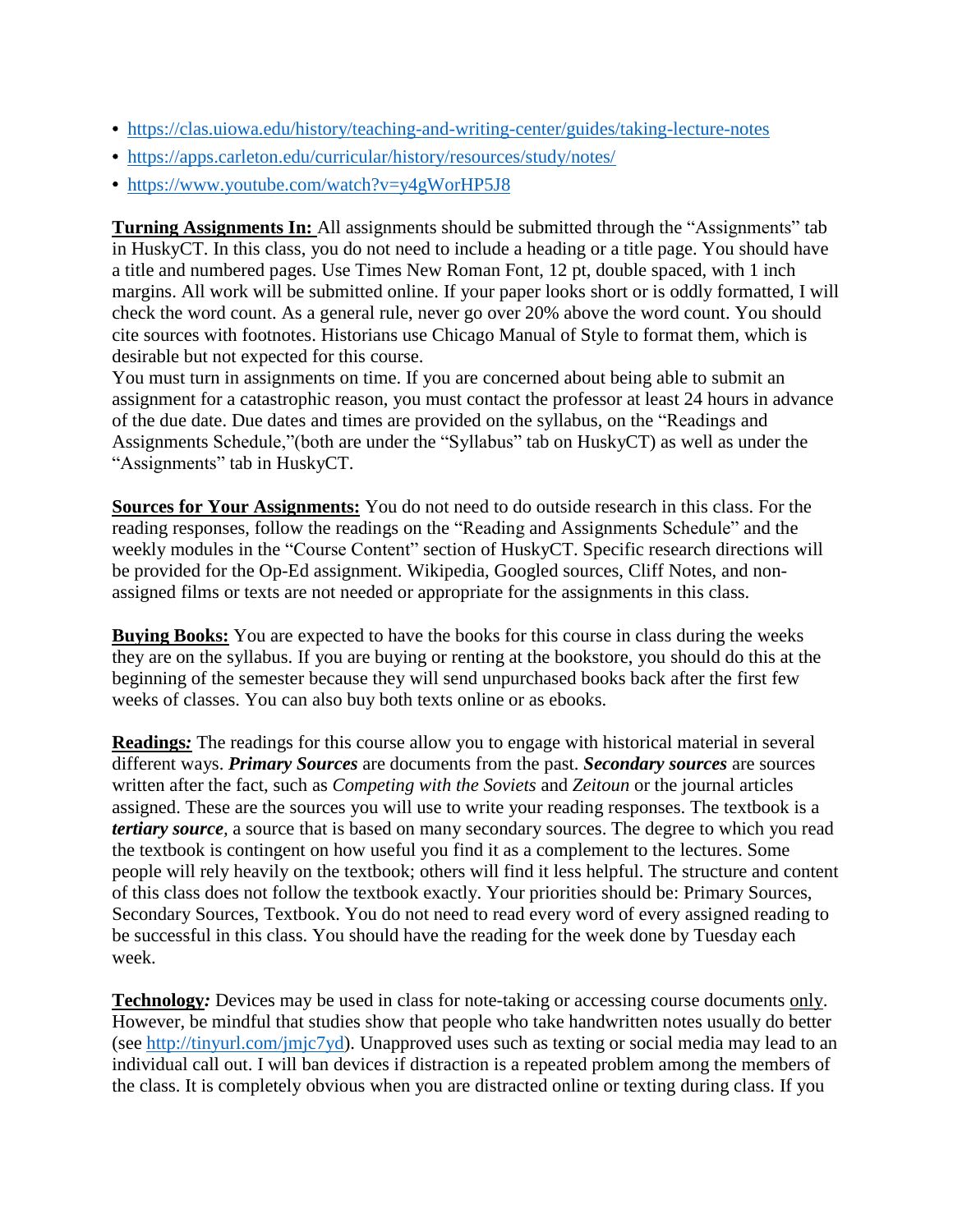- https://clas.uiowa.edu/history/teaching-and-writing-center/guides/taking-lecture-notes
- https://apps.carleton.edu/curricular/history/resources/study/notes/
- https://www.youtube.com/watch?v=y4gWorHP5J8

**Turning Assignments In:** All assignments should be submitted through the "Assignments" tab in HuskyCT. In this class, you do not need to include a heading or a title page. You should have a title and numbered pages. Use Times New Roman Font, 12 pt, double spaced, with 1 inch margins. All work will be submitted online. If your paper looks short or is oddly formatted, I will check the word count. As a general rule, never go over 20% above the word count. You should cite sources with footnotes. Historians use Chicago Manual of Style to format them, which is desirable but not expected for this course.
You must turn in assignments on time. If you are concerned about being able to submit an assignment for a catastrophic reason, you must contact the professor at least 24 hours in advance of the due date. Due dates and times are provided on the syllabus, on the "Readings and Assignments Schedule,"(both are under the "Syllabus" tab on HuskyCT) as well as under the "Assignments" tab in HuskyCT.

**Sources for Your Assignments:** You do not need to do outside research in this class. For the reading responses, follow the readings on the "Reading and Assignments Schedule" and the weekly modules in the "Course Content" section of HuskyCT. Specific research directions will be provided for the Op-Ed assignment. Wikipedia, Googled sources, Cliff Notes, and non-assigned films or texts are not needed or appropriate for the assignments in this class.

**Buying Books:** You are expected to have the books for this course in class during the weeks they are on the syllabus. If you are buying or renting at the bookstore, you should do this at the beginning of the semester because they will send unpurchased books back after the first few weeks of classes. You can also buy both texts online or as ebooks.

**Readings*:*** The readings for this course allow you to engage with historical material in several different ways. ***Primary Sources*** are documents from the past. ***Secondary sources*** are sources written after the fact, such as *Competing with the Soviets* and *Zeitoun* or the journal articles assigned. These are the sources you will use to write your reading responses. The textbook is a ***tertiary source****,* a source that is based on many secondary sources. The degree to which you read the textbook is contingent on how useful you find it as a complement to the lectures. Some people will rely heavily on the textbook; others will find it less helpful. The structure and content of this class does not follow the textbook exactly. Your priorities should be: Primary Sources, Secondary Sources, Textbook. You do not need to read every word of every assigned reading to be successful in this class. You should have the reading for the week done by Tuesday each week.

**Technology*:*** Devices may be used in class for note-taking or accessing course documents only. However, be mindful that studies show that people who take handwritten notes usually do better (see http://tinyurl.com/jmjc7yd). Unapproved uses such as texting or social media may lead to an individual call out. I will ban devices if distraction is a repeated problem among the members of the class. It is completely obvious when you are distracted online or texting during class. If you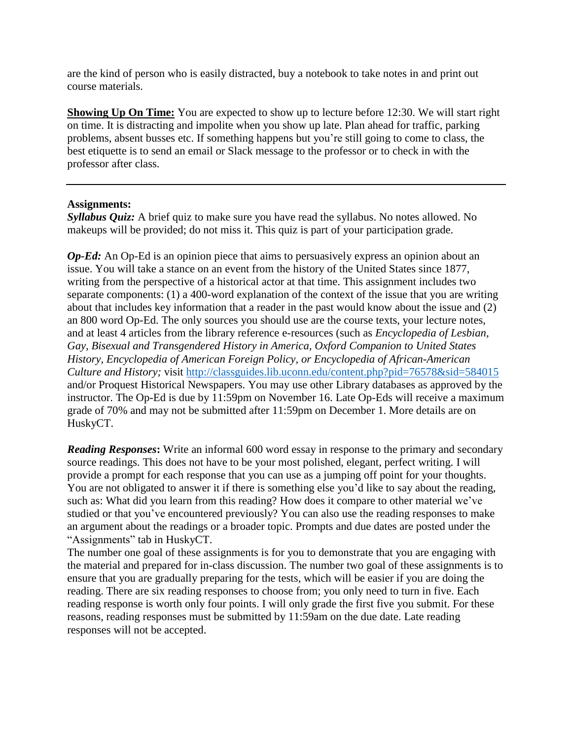are the kind of person who is easily distracted, buy a notebook to take notes in and print out course materials.

**Showing Up On Time:** You are expected to show up to lecture before 12:30. We will start right on time. It is distracting and impolite when you show up late. Plan ahead for traffic, parking problems, absent busses etc. If something happens but you're still going to come to class, the best etiquette is to send an email or Slack message to the professor or to check in with the professor after class.

---

**Assignments:**

***Syllabus Quiz:*** A brief quiz to make sure you have read the syllabus. No notes allowed. No makeups will be provided; do not miss it. This quiz is part of your participation grade.

***Op-Ed:*** An Op-Ed is an opinion piece that aims to persuasively express an opinion about an issue. You will take a stance on an event from the history of the United States since 1877, writing from the perspective of a historical actor at that time. This assignment includes two separate components: (1) a 400-word explanation of the context of the issue that you are writing about that includes key information that a reader in the past would know about the issue and (2) an 800 word Op-Ed. The only sources you should use are the course texts, your lecture notes, and at least 4 articles from the library reference e-resources (such as *Encyclopedia of Lesbian, Gay, Bisexual and Transgendered History in America, Oxford Companion to United States History, Encyclopedia of American Foreign Policy, or Encyclopedia of African-American Culture and History;* visit http://classguides.lib.uconn.edu/content.php?pid=76578&sid=584015 and/or Proquest Historical Newspapers. You may use other Library databases as approved by the instructor. The Op-Ed is due by 11:59pm on November 16. Late Op-Eds will receive a maximum grade of 70% and may not be submitted after 11:59pm on December 1. More details are on HuskyCT.

***Reading Responses*:** Write an informal 600 word essay in response to the primary and secondary source readings. This does not have to be your most polished, elegant, perfect writing. I will provide a prompt for each response that you can use as a jumping off point for your thoughts. You are not obligated to answer it if there is something else you'd like to say about the reading, such as: What did you learn from this reading? How does it compare to other material we've studied or that you've encountered previously? You can also use the reading responses to make an argument about the readings or a broader topic. Prompts and due dates are posted under the "Assignments" tab in HuskyCT.

The number one goal of these assignments is for you to demonstrate that you are engaging with the material and prepared for in-class discussion. The number two goal of these assignments is to ensure that you are gradually preparing for the tests, which will be easier if you are doing the reading. There are six reading responses to choose from; you only need to turn in five. Each reading response is worth only four points. I will only grade the first five you submit. For these reasons, reading responses must be submitted by 11:59am on the due date. Late reading responses will not be accepted.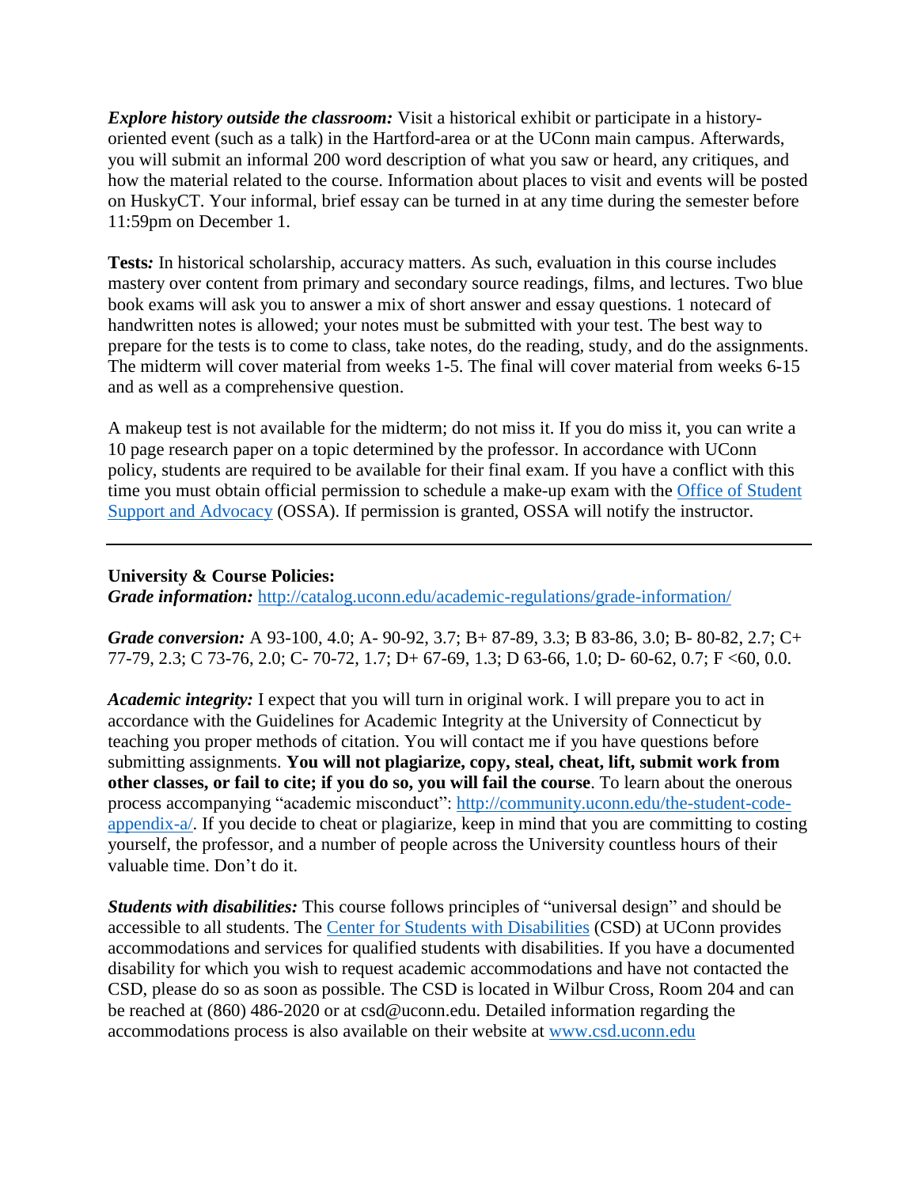***Explore history outside the classroom:*** Visit a historical exhibit or participate in a history-oriented event (such as a talk) in the Hartford-area or at the UConn main campus. Afterwards, you will submit an informal 200 word description of what you saw or heard, any critiques, and how the material related to the course. Information about places to visit and events will be posted on HuskyCT. Your informal, brief essay can be turned in at any time during the semester before 11:59pm on December 1.

**Tests*:*** In historical scholarship, accuracy matters. As such, evaluation in this course includes mastery over content from primary and secondary source readings, films, and lectures. Two blue book exams will ask you to answer a mix of short answer and essay questions. 1 notecard of handwritten notes is allowed; your notes must be submitted with your test. The best way to prepare for the tests is to come to class, take notes, do the reading, study, and do the assignments. The midterm will cover material from weeks 1-5. The final will cover material from weeks 6-15 and as well as a comprehensive question.

A makeup test is not available for the midterm; do not miss it. If you do miss it, you can write a 10 page research paper on a topic determined by the professor. In accordance with UConn policy, students are required to be available for their final exam. If you have a conflict with this time you must obtain official permission to schedule a make-up exam with the Office of Student Support and Advocacy (OSSA). If permission is granted, OSSA will notify the instructor.

---

**University & Course Policies:**
***Grade information:*** http://catalog.uconn.edu/academic-regulations/grade-information/

***Grade conversion:*** A 93-100, 4.0; A- 90-92, 3.7; B+ 87-89, 3.3; B 83-86, 3.0; B- 80-82, 2.7; C+ 77-79, 2.3; C 73-76, 2.0; C- 70-72, 1.7; D+ 67-69, 1.3; D 63-66, 1.0; D- 60-62, 0.7; F <60, 0.0.

***Academic integrity:*** I expect that you will turn in original work. I will prepare you to act in accordance with the Guidelines for Academic Integrity at the University of Connecticut by teaching you proper methods of citation. You will contact me if you have questions before submitting assignments. **You will not plagiarize, copy, steal, cheat, lift, submit work from other classes, or fail to cite; if you do so, you will fail the course**. To learn about the onerous process accompanying "academic misconduct": http://community.uconn.edu/the-student-code-appendix-a/. If you decide to cheat or plagiarize, keep in mind that you are committing to costing yourself, the professor, and a number of people across the University countless hours of their valuable time. Don't do it.

***Students with disabilities:*** This course follows principles of "universal design" and should be accessible to all students. The Center for Students with Disabilities (CSD) at UConn provides accommodations and services for qualified students with disabilities. If you have a documented disability for which you wish to request academic accommodations and have not contacted the CSD, please do so as soon as possible. The CSD is located in Wilbur Cross, Room 204 and can be reached at (860) 486-2020 or at csd@uconn.edu. Detailed information regarding the accommodations process is also available on their website at www.csd.uconn.edu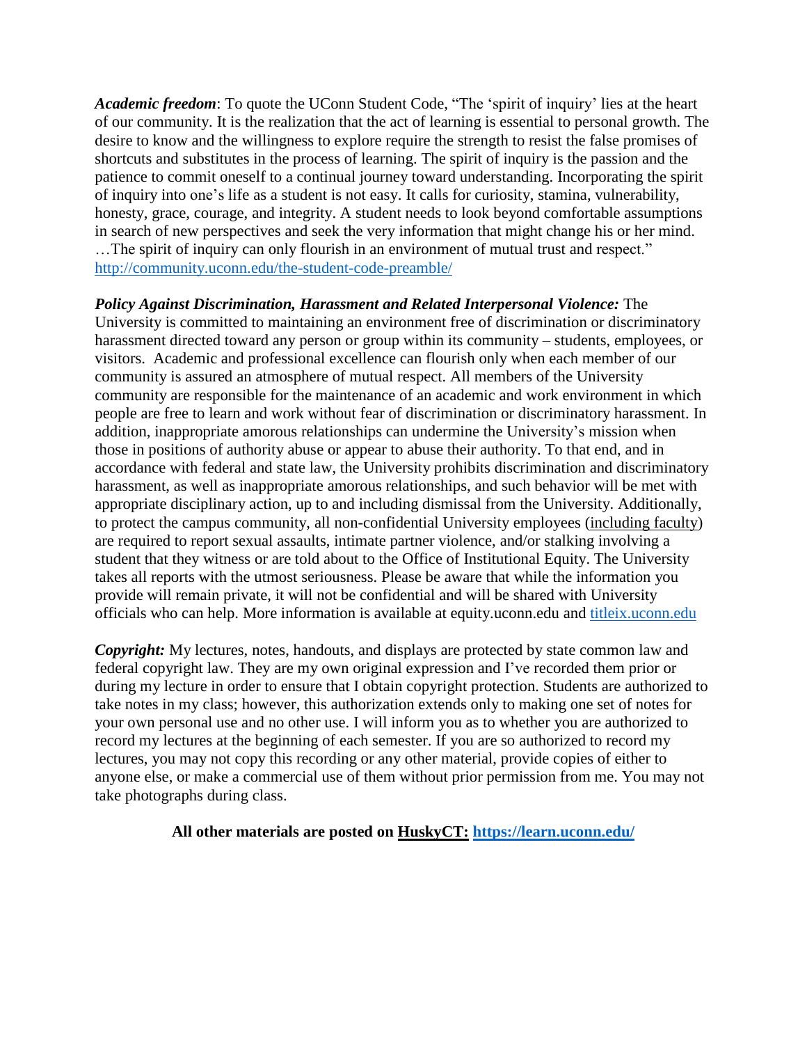***Academic freedom***: To quote the UConn Student Code, "The 'spirit of inquiry' lies at the heart of our community. It is the realization that the act of learning is essential to personal growth. The desire to know and the willingness to explore require the strength to resist the false promises of shortcuts and substitutes in the process of learning. The spirit of inquiry is the passion and the patience to commit oneself to a continual journey toward understanding. Incorporating the spirit of inquiry into one's life as a student is not easy. It calls for curiosity, stamina, vulnerability, honesty, grace, courage, and integrity. A student needs to look beyond comfortable assumptions in search of new perspectives and seek the very information that might change his or her mind. …The spirit of inquiry can only flourish in an environment of mutual trust and respect." [http://community.uconn.edu/the-student-code-preamble/](http://community.uconn.edu/the-student-code-preamble/)

***Policy Against Discrimination, Harassment and Related Interpersonal Violence:*** The University is committed to maintaining an environment free of discrimination or discriminatory harassment directed toward any person or group within its community – students, employees, or visitors. Academic and professional excellence can flourish only when each member of our community is assured an atmosphere of mutual respect. All members of the University community are responsible for the maintenance of an academic and work environment in which people are free to learn and work without fear of discrimination or discriminatory harassment. In addition, inappropriate amorous relationships can undermine the University's mission when those in positions of authority abuse or appear to abuse their authority. To that end, and in accordance with federal and state law, the University prohibits discrimination and discriminatory harassment, as well as inappropriate amorous relationships, and such behavior will be met with appropriate disciplinary action, up to and including dismissal from the University. Additionally, to protect the campus community, all non-confidential University employees (including faculty) are required to report sexual assaults, intimate partner violence, and/or stalking involving a student that they witness or are told about to the Office of Institutional Equity. The University takes all reports with the utmost seriousness. Please be aware that while the information you provide will remain private, it will not be confidential and will be shared with University officials who can help. More information is available at equity.uconn.edu and [titleix.uconn.edu](titleix.uconn.edu)

***Copyright:*** My lectures, notes, handouts, and displays are protected by state common law and federal copyright law. They are my own original expression and I've recorded them prior or during my lecture in order to ensure that I obtain copyright protection. Students are authorized to take notes in my class; however, this authorization extends only to making one set of notes for your own personal use and no other use. I will inform you as to whether you are authorized to record my lectures at the beginning of each semester. If you are so authorized to record my lectures, you may not copy this recording or any other material, provide copies of either to anyone else, or make a commercial use of them without prior permission from me. You may not take photographs during class.

**All other materials are posted on HuskyCT: [https://learn.uconn.edu/](https://learn.uconn.edu/)**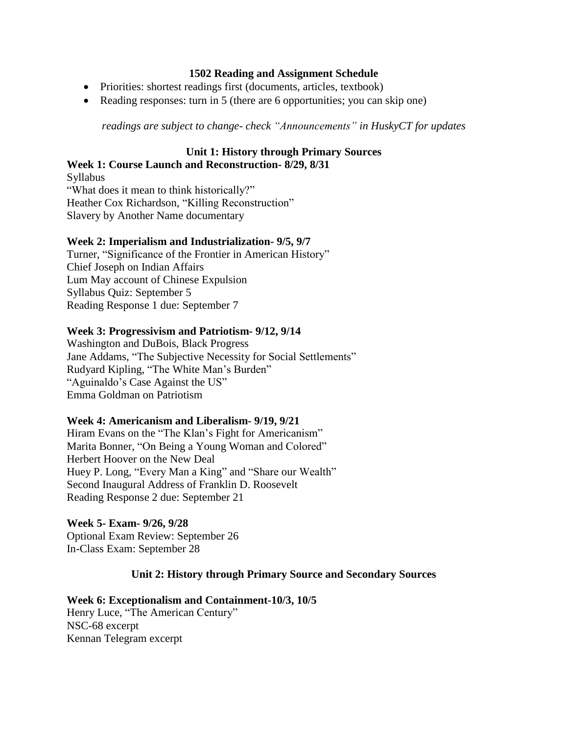# 1502 Reading and Assignment Schedule

- Priorities: shortest readings first (documents, articles, textbook)
- Reading responses: turn in 5 (there are 6 opportunities; you can skip one)

*readings are subject to change- check "Announcements" in HuskyCT for updates*

## Unit 1: History through Primary Sources

**Week 1: Course Launch and Reconstruction- 8/29, 8/31**

Syllabus
"What does it mean to think historically?"
Heather Cox Richardson, "Killing Reconstruction"
Slavery by Another Name documentary

**Week 2: Imperialism and Industrialization- 9/5, 9/7**

Turner, "Significance of the Frontier in American History"
Chief Joseph on Indian Affairs
Lum May account of Chinese Expulsion
Syllabus Quiz: September 5
Reading Response 1 due: September 7

**Week 3: Progressivism and Patriotism- 9/12, 9/14**

Washington and DuBois, Black Progress
Jane Addams, "The Subjective Necessity for Social Settlements"
Rudyard Kipling, "The White Man's Burden"
"Aguinaldo's Case Against the US"
Emma Goldman on Patriotism

**Week 4: Americanism and Liberalism- 9/19, 9/21**

Hiram Evans on the "The Klan's Fight for Americanism"
Marita Bonner, "On Being a Young Woman and Colored"
Herbert Hoover on the New Deal
Huey P. Long, "Every Man a King" and "Share our Wealth"
Second Inaugural Address of Franklin D. Roosevelt
Reading Response 2 due: September 21

**Week 5- Exam- 9/26, 9/28**

Optional Exam Review: September 26
In-Class Exam: September 28

## Unit 2: History through Primary Source and Secondary Sources

**Week 6: Exceptionalism and Containment-10/3, 10/5**

Henry Luce, "The American Century"
NSC-68 excerpt
Kennan Telegram excerpt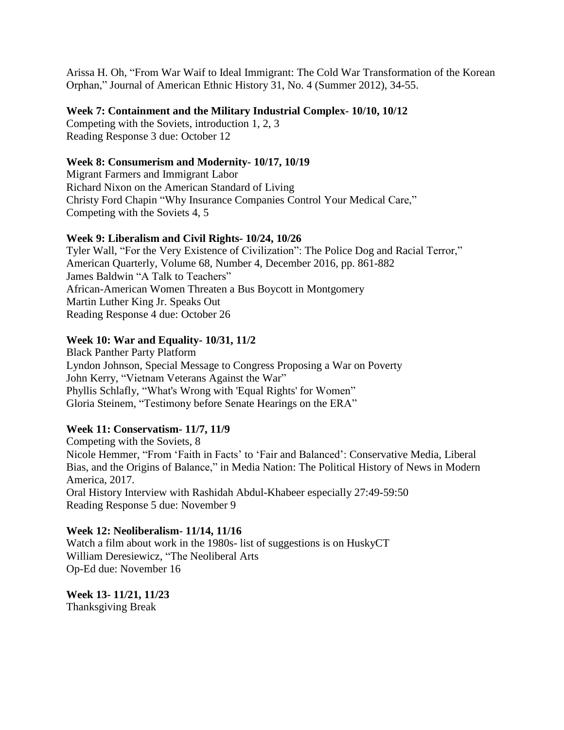Arissa H. Oh, "From War Waif to Ideal Immigrant: The Cold War Transformation of the Korean Orphan," Journal of American Ethnic History 31, No. 4 (Summer 2012), 34-55.

**Week 7: Containment and the Military Industrial Complex- 10/10, 10/12**

Competing with the Soviets, introduction 1, 2, 3
Reading Response 3 due: October 12

**Week 8: Consumerism and Modernity- 10/17, 10/19**

Migrant Farmers and Immigrant Labor
Richard Nixon on the American Standard of Living
Christy Ford Chapin "Why Insurance Companies Control Your Medical Care,"
Competing with the Soviets 4, 5

**Week 9: Liberalism and Civil Rights- 10/24, 10/26**

Tyler Wall, "For the Very Existence of Civilization": The Police Dog and Racial Terror," American Quarterly, Volume 68, Number 4, December 2016, pp. 861-882
James Baldwin "A Talk to Teachers"
African-American Women Threaten a Bus Boycott in Montgomery
Martin Luther King Jr. Speaks Out
Reading Response 4 due: October 26

**Week 10: War and Equality- 10/31, 11/2**

Black Panther Party Platform
Lyndon Johnson, Special Message to Congress Proposing a War on Poverty
John Kerry, "Vietnam Veterans Against the War"
Phyllis Schlafly, "What's Wrong with 'Equal Rights' for Women"
Gloria Steinem, "Testimony before Senate Hearings on the ERA"

**Week 11: Conservatism- 11/7, 11/9**

Competing with the Soviets, 8
Nicole Hemmer, "From 'Faith in Facts' to 'Fair and Balanced': Conservative Media, Liberal Bias, and the Origins of Balance," in Media Nation: The Political History of News in Modern America, 2017.
Oral History Interview with Rashidah Abdul-Khabeer especially 27:49-59:50
Reading Response 5 due: November 9

**Week 12: Neoliberalism- 11/14, 11/16**

Watch a film about work in the 1980s- list of suggestions is on HuskyCT
William Deresiewicz, "The Neoliberal Arts
Op-Ed due: November 16

**Week 13- 11/21, 11/23**

Thanksgiving Break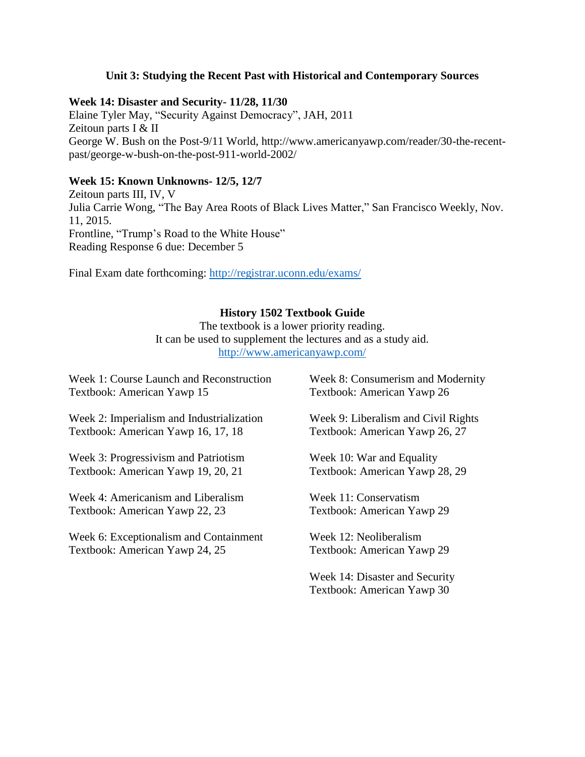### Unit 3: Studying the Recent Past with Historical and Contemporary Sources

**Week 14: Disaster and Security- 11/28, 11/30**
Elaine Tyler May, "Security Against Democracy", JAH, 2011
Zeitoun parts I & II
George W. Bush on the Post-9/11 World, http://www.americanyawp.com/reader/30-the-recent-past/george-w-bush-on-the-post-911-world-2002/

**Week 15: Known Unknowns- 12/5, 12/7**
Zeitoun parts III, IV, V
Julia Carrie Wong, "The Bay Area Roots of Black Lives Matter," San Francisco Weekly, Nov. 11, 2015.
Frontline, "Trump's Road to the White House"
Reading Response 6 due: December 5

Final Exam date forthcoming: [http://registrar.uconn.edu/exams/](http://registrar.uconn.edu/exams/)

### History 1502 Textbook Guide

The textbook is a lower priority reading.
It can be used to supplement the lectures and as a study aid.
[http://www.americanyawp.com/](http://www.americanyawp.com/)

Week 1: Course Launch and Reconstruction
Textbook: American Yawp 15

Week 2: Imperialism and Industrialization
Textbook: American Yawp 16, 17, 18

Week 3: Progressivism and Patriotism
Textbook: American Yawp 19, 20, 21

Week 4: Americanism and Liberalism
Textbook: American Yawp 22, 23

Week 6: Exceptionalism and Containment
Textbook: American Yawp 24, 25

Week 8: Consumerism and Modernity
Textbook: American Yawp 26

Week 9: Liberalism and Civil Rights
Textbook: American Yawp 26, 27

Week 10: War and Equality
Textbook: American Yawp 28, 29

Week 11: Conservatism
Textbook: American Yawp 29

Week 12: Neoliberalism
Textbook: American Yawp 29

Week 14: Disaster and Security
Textbook: American Yawp 30